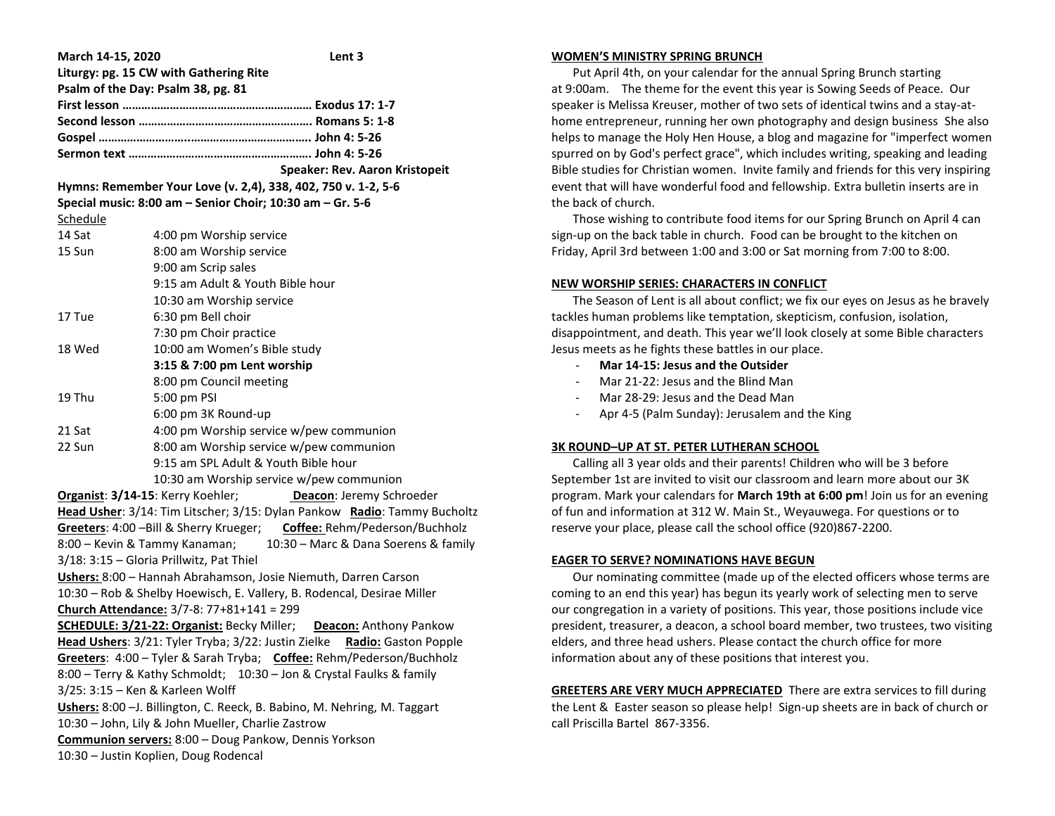**March 14-15, 2020 Lent 3**

**Liturgy: pg. 15 CW with Gathering Rite**

**Psalm of the Day: Psalm 38, pg. 81**

**First lesson …………………………………………………… Exodus 17: 1-7**

**Second lesson ……………………………………………….. Romans 5: 1-8**

**Gospel ……………………………..………………………….. John 4: 5-26**

**Sermon text ………………………………………………….. John 4: 5-26**

**Speaker: Rev. Aaron Kristopeit**

**Hymns: Remember Your Love (v. 2,4), 338, 402, 750 v. 1-2, 5-6**

**Special music: 8:00 am – Senior Choir; 10:30 am – Gr. 5-6**

Schedule

| | |
|---|---|
| 14 Sat | 4:00 pm Worship service |
| 15 Sun | 8:00 am Worship service |
| | 9:00 am Scrip sales |
| | 9:15 am Adult & Youth Bible hour |
| | 10:30 am Worship service |
| 17 Tue | 6:30 pm Bell choir |
| | 7:30 pm Choir practice |
| 18 Wed | 10:00 am Women's Bible study |
| | **3:15 & 7:00 pm Lent worship** |
| | 8:00 pm Council meeting |
| 19 Thu | 5:00 pm PSI |
| | 6:00 pm 3K Round-up |
| 21 Sat | 4:00 pm Worship service w/pew communion |
| 22 Sun | 8:00 am Worship service w/pew communion |
| | 9:15 am SPL Adult & Youth Bible hour |
| | 10:30 am Worship service w/pew communion |

**Organist**: **3/14-15**: Kerry Koehler; **Deacon**: Jeremy Schroeder

**Head Usher**: 3/14: Tim Litscher; 3/15: Dylan Pankow **Radio**: Tammy Bucholtz

**Greeters**: 4:00 –Bill & Sherry Krueger; **Coffee:** Rehm/Pederson/Buchholz

8:00 – Kevin & Tammy Kanaman; 10:30 – Marc & Dana Soerens & family

3/18: 3:15 – Gloria Prillwitz, Pat Thiel

**Ushers:** 8:00 – Hannah Abrahamson, Josie Niemuth, Darren Carson

10:30 – Rob & Shelby Hoewisch, E. Vallery, B. Rodencal, Desirae Miller

**Church Attendance:** 3/7-8: 77+81+141 = 299

**SCHEDULE: 3/21-22: Organist:** Becky Miller; **Deacon:** Anthony Pankow

**Head Ushers**: 3/21: Tyler Tryba; 3/22: Justin Zielke **Radio:** Gaston Popple

**Greeters**: 4:00 – Tyler & Sarah Tryba; **Coffee:** Rehm/Pederson/Buchholz

8:00 – Terry & Kathy Schmoldt; 10:30 – Jon & Crystal Faulks & family

3/25: 3:15 – Ken & Karleen Wolff

**Ushers:** 8:00 –J. Billington, C. Reeck, B. Babino, M. Nehring, M. Taggart

10:30 – John, Lily & John Mueller, Charlie Zastrow

**Communion servers:** 8:00 – Doug Pankow, Dennis Yorkson

10:30 – Justin Koplien, Doug Rodencal

## WOMEN'S MINISTRY SPRING BRUNCH

Put April 4th, on your calendar for the annual Spring Brunch starting at 9:00am. The theme for the event this year is Sowing Seeds of Peace. Our speaker is Melissa Kreuser, mother of two sets of identical twins and a stay-at-home entrepreneur, running her own photography and design business She also helps to manage the Holy Hen House, a blog and magazine for "imperfect women spurred on by God's perfect grace", which includes writing, speaking and leading Bible studies for Christian women. Invite family and friends for this very inspiring event that will have wonderful food and fellowship. Extra bulletin inserts are in the back of church.

Those wishing to contribute food items for our Spring Brunch on April 4 can sign-up on the back table in church. Food can be brought to the kitchen on Friday, April 3rd between 1:00 and 3:00 or Sat morning from 7:00 to 8:00.

## NEW WORSHIP SERIES: CHARACTERS IN CONFLICT

The Season of Lent is all about conflict; we fix our eyes on Jesus as he bravely tackles human problems like temptation, skepticism, confusion, isolation, disappointment, and death. This year we'll look closely at some Bible characters Jesus meets as he fights these battles in our place.

- **Mar 14-15: Jesus and the Outsider**
- Mar 21-22: Jesus and the Blind Man
- Mar 28-29: Jesus and the Dead Man
- Apr 4-5 (Palm Sunday): Jerusalem and the King

## 3K ROUND–UP AT ST. PETER LUTHERAN SCHOOL

Calling all 3 year olds and their parents! Children who will be 3 before September 1st are invited to visit our classroom and learn more about our 3K program. Mark your calendars for **March 19th at 6:00 pm**! Join us for an evening of fun and information at 312 W. Main St., Weyauwega. For questions or to reserve your place, please call the school office (920)867-2200.

## EAGER TO SERVE? NOMINATIONS HAVE BEGUN

Our nominating committee (made up of the elected officers whose terms are coming to an end this year) has begun its yearly work of selecting men to serve our congregation in a variety of positions. This year, those positions include vice president, treasurer, a deacon, a school board member, two trustees, two visiting elders, and three head ushers. Please contact the church office for more information about any of these positions that interest you.

**GREETERS ARE VERY MUCH APPRECIATED** There are extra services to fill during the Lent & Easter season so please help! Sign-up sheets are in back of church or call Priscilla Bartel 867-3356.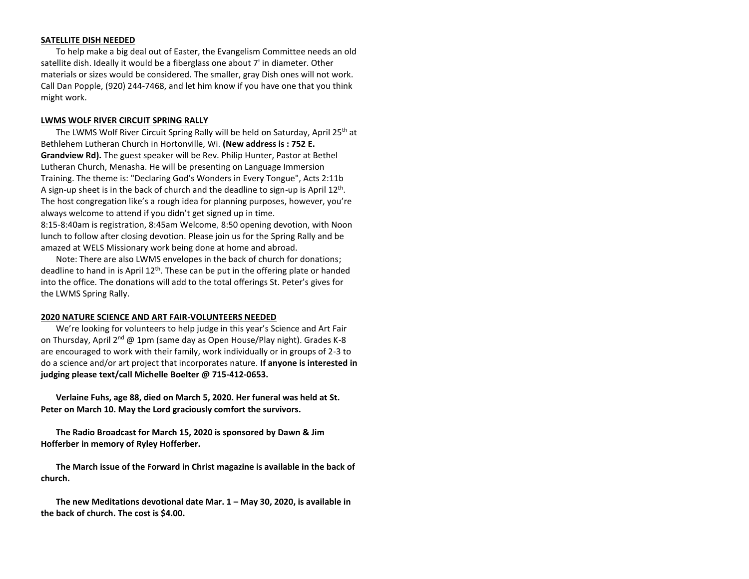**SATELLITE DISH NEEDED**

To help make a big deal out of Easter, the Evangelism Committee needs an old satellite dish. Ideally it would be a fiberglass one about 7' in diameter. Other materials or sizes would be considered. The smaller, gray Dish ones will not work. Call Dan Popple, (920) 244-7468, and let him know if you have one that you think might work.

**LWMS WOLF RIVER CIRCUIT SPRING RALLY**

The LWMS Wolf River Circuit Spring Rally will be held on Saturday, April 25th at Bethlehem Lutheran Church in Hortonville, Wi. **(New address is : 752 E. Grandview Rd).** The guest speaker will be Rev. Philip Hunter, Pastor at Bethel Lutheran Church, Menasha. He will be presenting on Language Immersion Training. The theme is: "Declaring God's Wonders in Every Tongue", Acts 2:11b
A sign-up sheet is in the back of church and the deadline to sign-up is April 12th. The host congregation like's a rough idea for planning purposes, however, you're always welcome to attend if you didn't get signed up in time.
8:15-8:40am is registration, 8:45am Welcome, 8:50 opening devotion, with Noon lunch to follow after closing devotion. Please join us for the Spring Rally and be amazed at WELS Missionary work being done at home and abroad.

Note: There are also LWMS envelopes in the back of church for donations; deadline to hand in is April 12th. These can be put in the offering plate or handed into the office. The donations will add to the total offerings St. Peter's gives for the LWMS Spring Rally.

**2020 NATURE SCIENCE AND ART FAIR-VOLUNTEERS NEEDED**

We're looking for volunteers to help judge in this year's Science and Art Fair on Thursday, April 2nd @ 1pm (same day as Open House/Play night). Grades K-8 are encouraged to work with their family, work individually or in groups of 2-3 to do a science and/or art project that incorporates nature. **If anyone is interested in judging please text/call Michelle Boelter @ 715-412-0653.**

**Verlaine Fuhs, age 88, died on March 5, 2020. Her funeral was held at St. Peter on March 10. May the Lord graciously comfort the survivors.**

**The Radio Broadcast for March 15, 2020 is sponsored by Dawn & Jim Hofferber in memory of Ryley Hofferber.**

**The March issue of the Forward in Christ magazine is available in the back of church.**

**The new Meditations devotional date Mar. 1 – May 30, 2020, is available in the back of church. The cost is $4.00.**